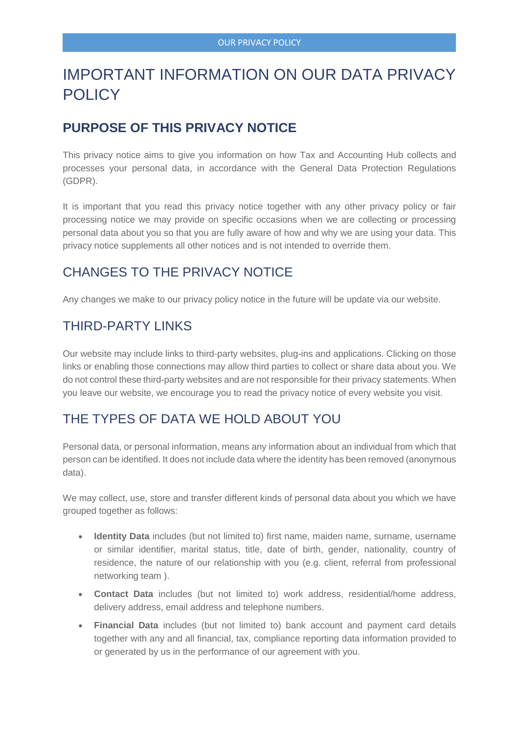# IMPORTANT INFORMATION ON OUR DATA PRIVACY POLICY

## PURPOSE OF THIS PRIVACY NOTICE

This privacy notice aims to give you information on how Tax and Accounting Hub collects and processes your personal data, in accordance with the General Data Protection Regulations (GDPR).

It is important that you read this privacy notice together with any other privacy policy or fair processing notice we may provide on specific occasions when we are collecting or processing personal data about you so that you are fully aware of how and why we are using your data. This privacy notice supplements all other notices and is not intended to override them.

## CHANGES TO THE PRIVACY NOTICE

Any changes we make to our privacy policy notice in the future will be update via our website.

## THIRD-PARTY LINKS

Our website may include links to third-party websites, plug-ins and applications. Clicking on those links or enabling those connections may allow third parties to collect or share data about you. We do not control these third-party websites and are not responsible for their privacy statements. When you leave our website, we encourage you to read the privacy notice of every website you visit.

## THE TYPES OF DATA WE HOLD ABOUT YOU

Personal data, or personal information, means any information about an individual from which that person can be identified. It does not include data where the identity has been removed (anonymous data).

We may collect, use, store and transfer different kinds of personal data about you which we have grouped together as follows:

- **Identity Data** includes (but not limited to) first name, maiden name, surname, username or similar identifier, marital status, title, date of birth, gender, nationality, country of residence, the nature of our relationship with you (e.g. client, referral from professional networking team ).
- **Contact Data** includes (but not limited to) work address, residential/home address, delivery address, email address and telephone numbers.
- **Financial Data** includes (but not limited to) bank account and payment card details together with any and all financial, tax, compliance reporting data information provided to or generated by us in the performance of our agreement with you.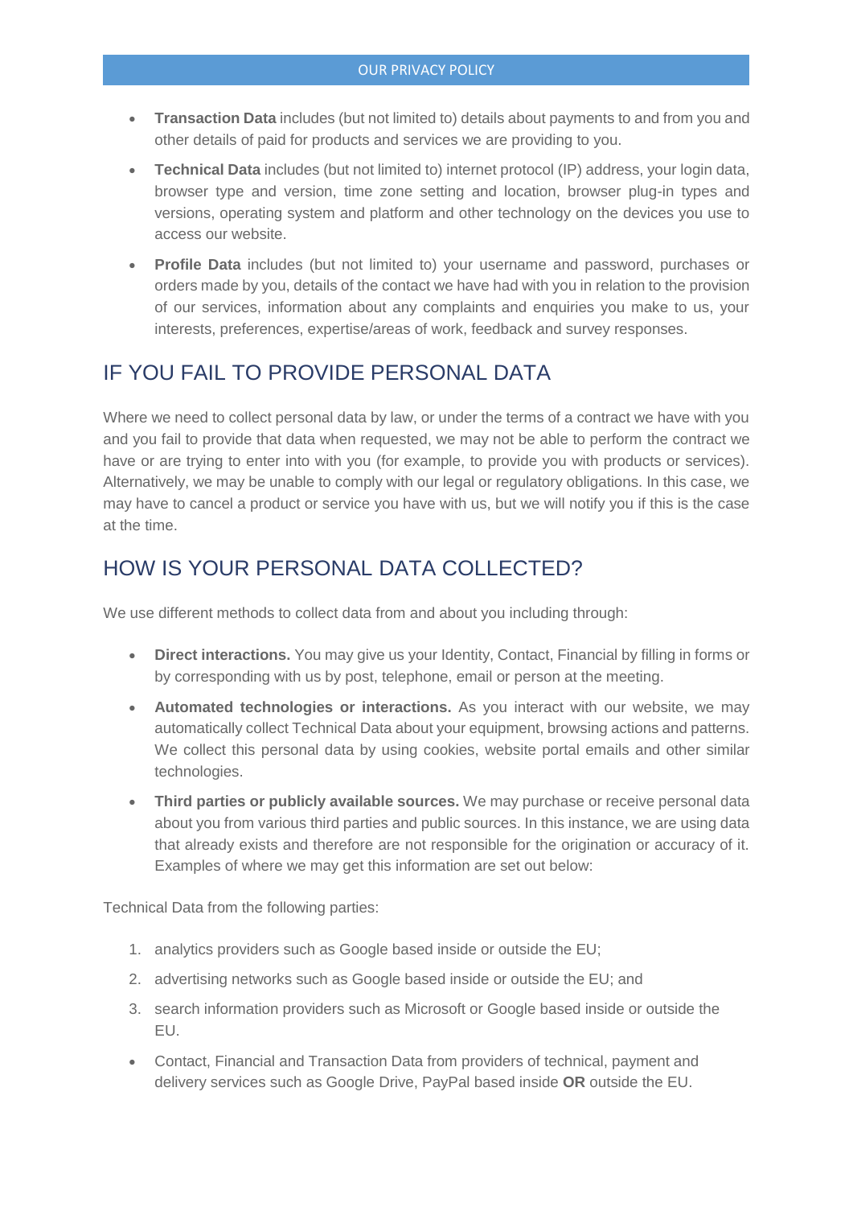- **Transaction Data** includes (but not limited to) details about payments to and from you and other details of paid for products and services we are providing to you.
- **Technical Data** includes (but not limited to) internet protocol (IP) address, your login data, browser type and version, time zone setting and location, browser plug-in types and versions, operating system and platform and other technology on the devices you use to access our website.
- **Profile Data** includes (but not limited to) your username and password, purchases or orders made by you, details of the contact we have had with you in relation to the provision of our services, information about any complaints and enquiries you make to us, your interests, preferences, expertise/areas of work, feedback and survey responses.

## IF YOU FAIL TO PROVIDE PERSONAL DATA

Where we need to collect personal data by law, or under the terms of a contract we have with you and you fail to provide that data when requested, we may not be able to perform the contract we have or are trying to enter into with you (for example, to provide you with products or services). Alternatively, we may be unable to comply with our legal or regulatory obligations. In this case, we may have to cancel a product or service you have with us, but we will notify you if this is the case at the time.

## HOW IS YOUR PERSONAL DATA COLLECTED?

We use different methods to collect data from and about you including through:

- **Direct interactions.** You may give us your Identity, Contact, Financial by filling in forms or by corresponding with us by post, telephone, email or person at the meeting.
- **Automated technologies or interactions.** As you interact with our website, we may automatically collect Technical Data about your equipment, browsing actions and patterns. We collect this personal data by using cookies, website portal emails and other similar technologies.
- **Third parties or publicly available sources.** We may purchase or receive personal data about you from various third parties and public sources. In this instance, we are using data that already exists and therefore are not responsible for the origination or accuracy of it. Examples of where we may get this information are set out below:

Technical Data from the following parties:

1. analytics providers such as Google based inside or outside the EU;
2. advertising networks such as Google based inside or outside the EU; and
3. search information providers such as Microsoft or Google based inside or outside the EU.

- Contact, Financial and Transaction Data from providers of technical, payment and delivery services such as Google Drive, PayPal based inside **OR** outside the EU.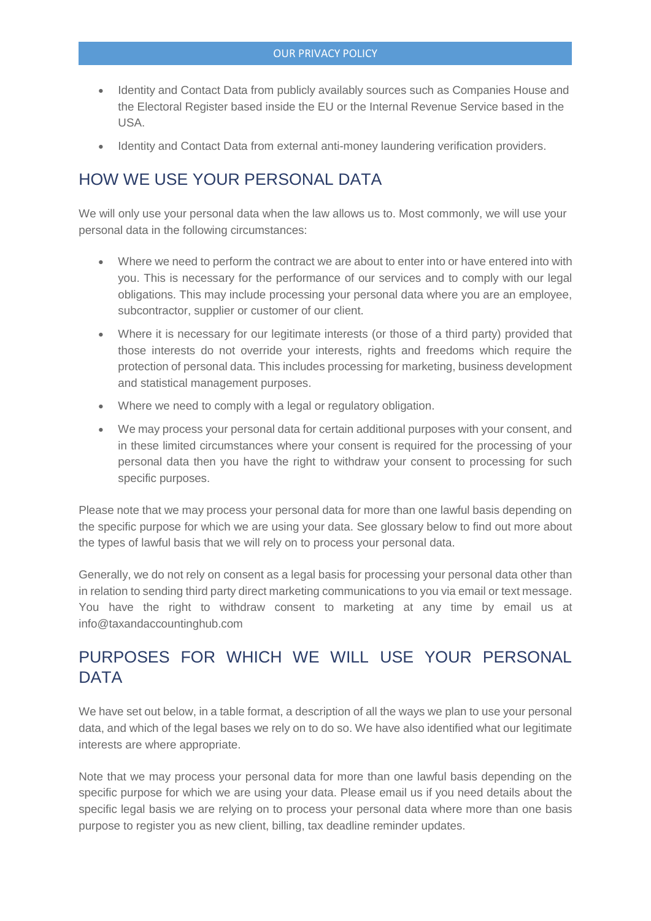- Identity and Contact Data from publicly availably sources such as Companies House and the Electoral Register based inside the EU or the Internal Revenue Service based in the USA.
- Identity and Contact Data from external anti-money laundering verification providers.

## HOW WE USE YOUR PERSONAL DATA

We will only use your personal data when the law allows us to. Most commonly, we will use your personal data in the following circumstances:

- Where we need to perform the contract we are about to enter into or have entered into with you. This is necessary for the performance of our services and to comply with our legal obligations. This may include processing your personal data where you are an employee, subcontractor, supplier or customer of our client.
- Where it is necessary for our legitimate interests (or those of a third party) provided that those interests do not override your interests, rights and freedoms which require the protection of personal data. This includes processing for marketing, business development and statistical management purposes.
- Where we need to comply with a legal or regulatory obligation.
- We may process your personal data for certain additional purposes with your consent, and in these limited circumstances where your consent is required for the processing of your personal data then you have the right to withdraw your consent to processing for such specific purposes.

Please note that we may process your personal data for more than one lawful basis depending on the specific purpose for which we are using your data. See glossary below to find out more about the types of lawful basis that we will rely on to process your personal data.

Generally, we do not rely on consent as a legal basis for processing your personal data other than in relation to sending third party direct marketing communications to you via email or text message. You have the right to withdraw consent to marketing at any time by email us at info@taxandaccountinghub.com

## PURPOSES FOR WHICH WE WILL USE YOUR PERSONAL DATA

We have set out below, in a table format, a description of all the ways we plan to use your personal data, and which of the legal bases we rely on to do so. We have also identified what our legitimate interests are where appropriate.

Note that we may process your personal data for more than one lawful basis depending on the specific purpose for which we are using your data. Please email us if you need details about the specific legal basis we are relying on to process your personal data where more than one basis purpose to register you as new client, billing, tax deadline reminder updates.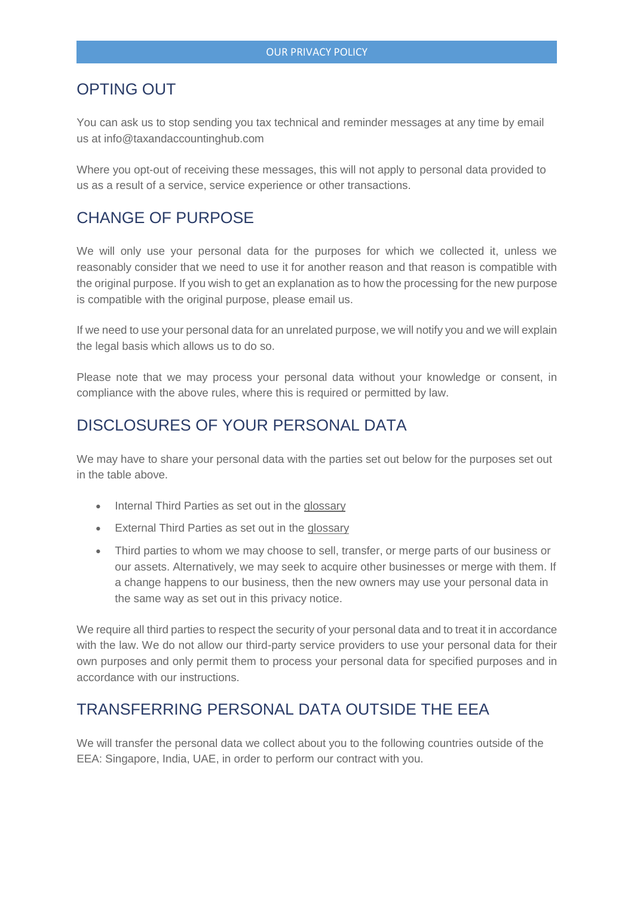## OPTING OUT

You can ask us to stop sending you tax technical and reminder messages at any time by email us at info@taxandaccountinghub.com

Where you opt-out of receiving these messages, this will not apply to personal data provided to us as a result of a service, service experience or other transactions.

## CHANGE OF PURPOSE

We will only use your personal data for the purposes for which we collected it, unless we reasonably consider that we need to use it for another reason and that reason is compatible with the original purpose. If you wish to get an explanation as to how the processing for the new purpose is compatible with the original purpose, please email us.

If we need to use your personal data for an unrelated purpose, we will notify you and we will explain the legal basis which allows us to do so.

Please note that we may process your personal data without your knowledge or consent, in compliance with the above rules, where this is required or permitted by law.

## DISCLOSURES OF YOUR PERSONAL DATA

We may have to share your personal data with the parties set out below for the purposes set out in the table above.

- Internal Third Parties as set out in the glossary
- External Third Parties as set out in the glossary
- Third parties to whom we may choose to sell, transfer, or merge parts of our business or our assets. Alternatively, we may seek to acquire other businesses or merge with them. If a change happens to our business, then the new owners may use your personal data in the same way as set out in this privacy notice.

We require all third parties to respect the security of your personal data and to treat it in accordance with the law. We do not allow our third-party service providers to use your personal data for their own purposes and only permit them to process your personal data for specified purposes and in accordance with our instructions.

## TRANSFERRING PERSONAL DATA OUTSIDE THE EEA

We will transfer the personal data we collect about you to the following countries outside of the EEA: Singapore, India, UAE, in order to perform our contract with you.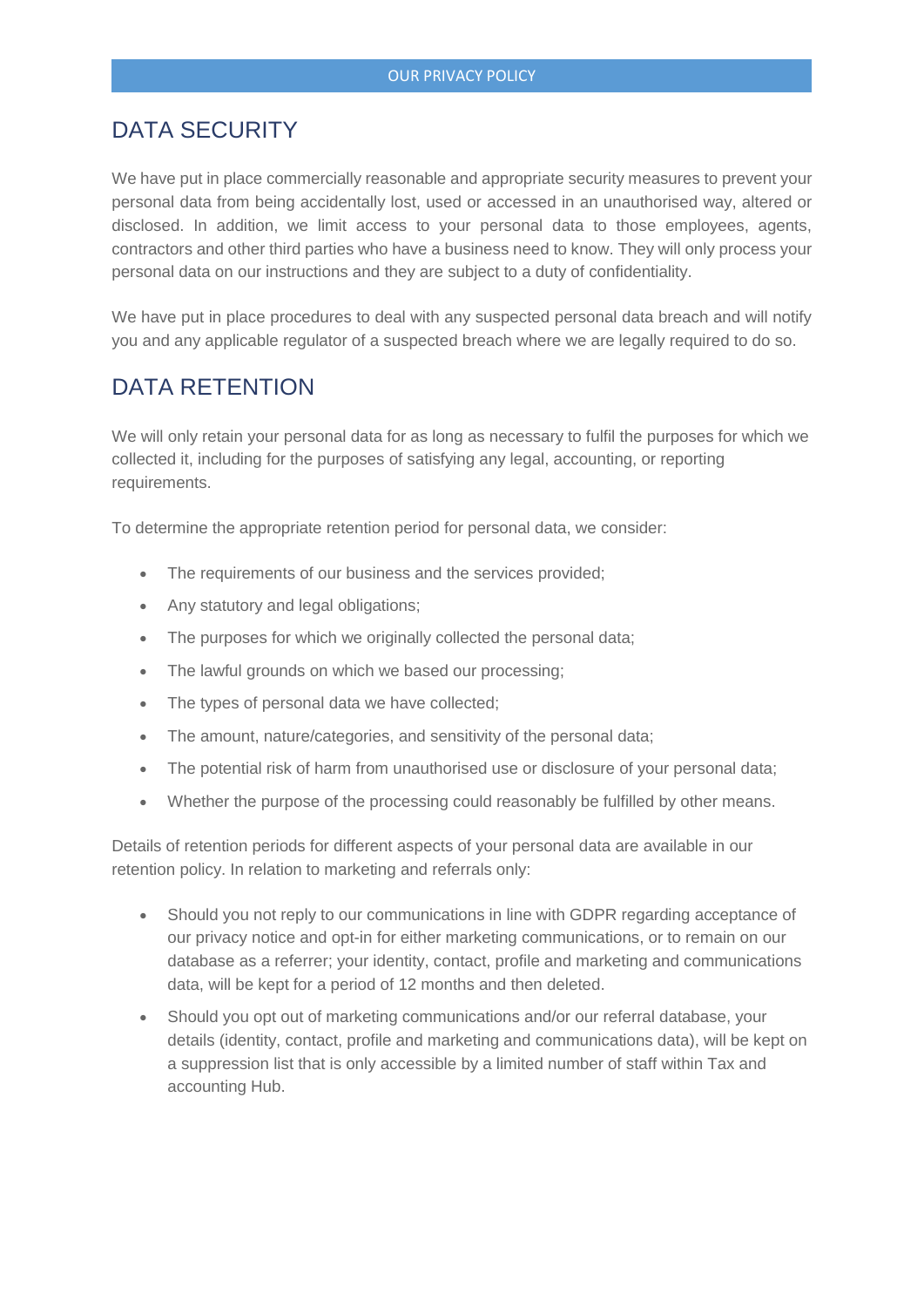## DATA SECURITY

We have put in place commercially reasonable and appropriate security measures to prevent your personal data from being accidentally lost, used or accessed in an unauthorised way, altered or disclosed. In addition, we limit access to your personal data to those employees, agents, contractors and other third parties who have a business need to know. They will only process your personal data on our instructions and they are subject to a duty of confidentiality.

We have put in place procedures to deal with any suspected personal data breach and will notify you and any applicable regulator of a suspected breach where we are legally required to do so.

## DATA RETENTION

We will only retain your personal data for as long as necessary to fulfil the purposes for which we collected it, including for the purposes of satisfying any legal, accounting, or reporting requirements.

To determine the appropriate retention period for personal data, we consider:

- The requirements of our business and the services provided;
- Any statutory and legal obligations;
- The purposes for which we originally collected the personal data;
- The lawful grounds on which we based our processing;
- The types of personal data we have collected;
- The amount, nature/categories, and sensitivity of the personal data;
- The potential risk of harm from unauthorised use or disclosure of your personal data;
- Whether the purpose of the processing could reasonably be fulfilled by other means.

Details of retention periods for different aspects of your personal data are available in our retention policy. In relation to marketing and referrals only:

- Should you not reply to our communications in line with GDPR regarding acceptance of our privacy notice and opt-in for either marketing communications, or to remain on our database as a referrer; your identity, contact, profile and marketing and communications data, will be kept for a period of 12 months and then deleted.
- Should you opt out of marketing communications and/or our referral database, your details (identity, contact, profile and marketing and communications data), will be kept on a suppression list that is only accessible by a limited number of staff within Tax and accounting Hub.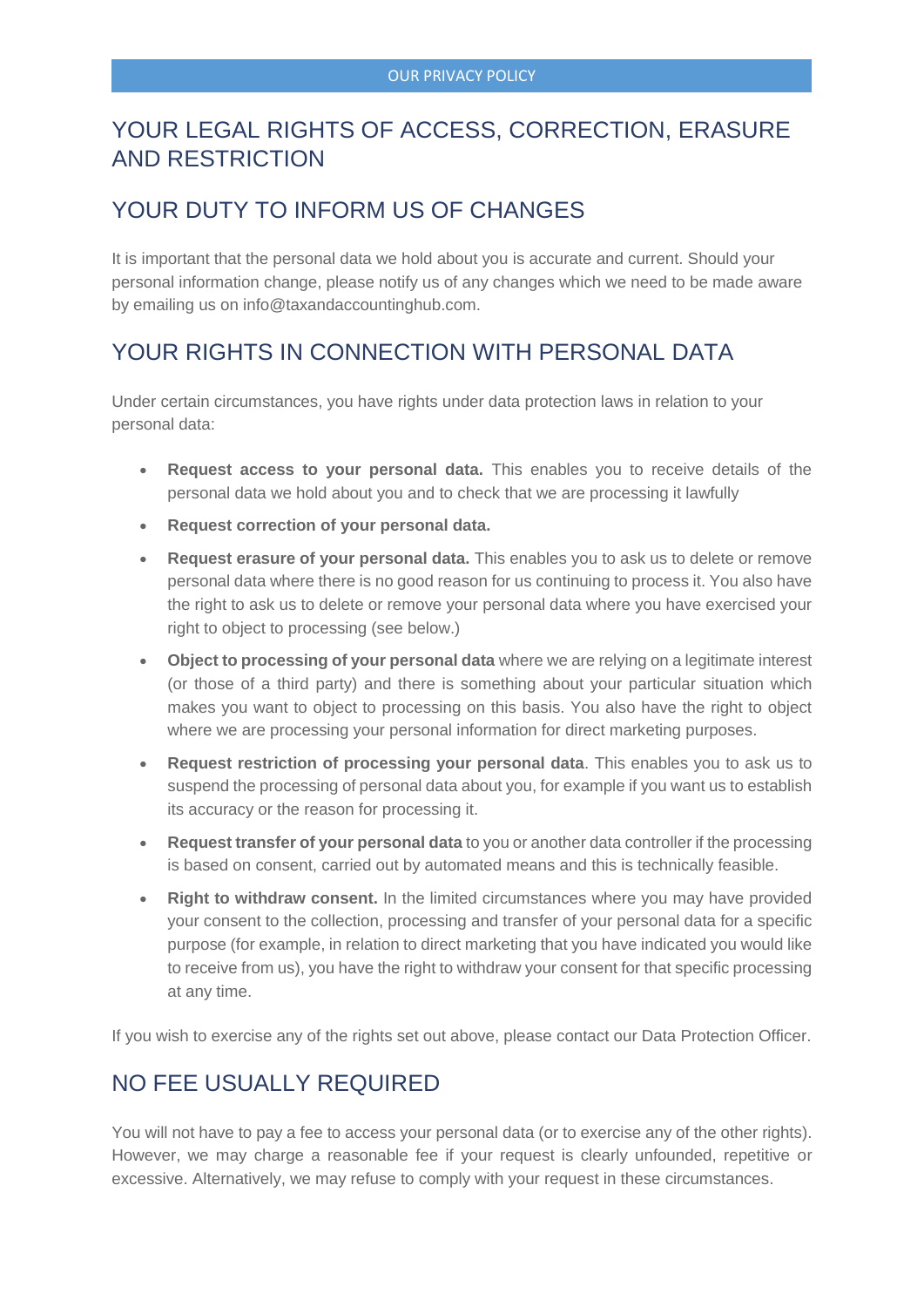## YOUR LEGAL RIGHTS OF ACCESS, CORRECTION, ERASURE AND RESTRICTION

## YOUR DUTY TO INFORM US OF CHANGES

It is important that the personal data we hold about you is accurate and current. Should your personal information change, please notify us of any changes which we need to be made aware by emailing us on info@taxandaccountinghub.com.

## YOUR RIGHTS IN CONNECTION WITH PERSONAL DATA

Under certain circumstances, you have rights under data protection laws in relation to your personal data:

- **Request access to your personal data.** This enables you to receive details of the personal data we hold about you and to check that we are processing it lawfully
- **Request correction of your personal data.**
- **Request erasure of your personal data.** This enables you to ask us to delete or remove personal data where there is no good reason for us continuing to process it. You also have the right to ask us to delete or remove your personal data where you have exercised your right to object to processing (see below.)
- **Object to processing of your personal data** where we are relying on a legitimate interest (or those of a third party) and there is something about your particular situation which makes you want to object to processing on this basis. You also have the right to object where we are processing your personal information for direct marketing purposes.
- **Request restriction of processing your personal data**. This enables you to ask us to suspend the processing of personal data about you, for example if you want us to establish its accuracy or the reason for processing it.
- **Request transfer of your personal data** to you or another data controller if the processing is based on consent, carried out by automated means and this is technically feasible.
- **Right to withdraw consent.** In the limited circumstances where you may have provided your consent to the collection, processing and transfer of your personal data for a specific purpose (for example, in relation to direct marketing that you have indicated you would like to receive from us), you have the right to withdraw your consent for that specific processing at any time.

If you wish to exercise any of the rights set out above, please contact our Data Protection Officer.

## NO FEE USUALLY REQUIRED

You will not have to pay a fee to access your personal data (or to exercise any of the other rights). However, we may charge a reasonable fee if your request is clearly unfounded, repetitive or excessive. Alternatively, we may refuse to comply with your request in these circumstances.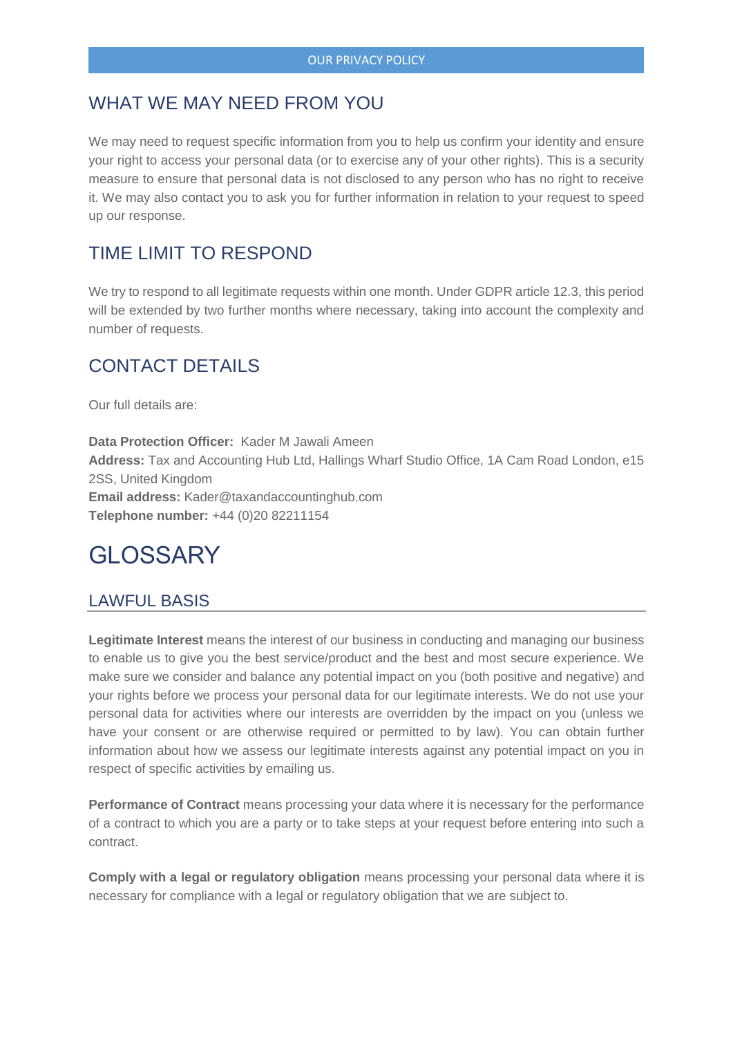## WHAT WE MAY NEED FROM YOU

We may need to request specific information from you to help us confirm your identity and ensure your right to access your personal data (or to exercise any of your other rights). This is a security measure to ensure that personal data is not disclosed to any person who has no right to receive it. We may also contact you to ask you for further information in relation to your request to speed up our response.

## TIME LIMIT TO RESPOND

We try to respond to all legitimate requests within one month. Under GDPR article 12.3, this period will be extended by two further months where necessary, taking into account the complexity and number of requests.

## CONTACT DETAILS

Our full details are:

**Data Protection Officer:** Kader M Jawali Ameen
**Address:** Tax and Accounting Hub Ltd, Hallings Wharf Studio Office, 1A Cam Road London, e15 2SS, United Kingdom
**Email address:** Kader@taxandaccountinghub.com
**Telephone number:** +44 (0)20 82211154

# GLOSSARY

## LAWFUL BASIS

**Legitimate Interest** means the interest of our business in conducting and managing our business to enable us to give you the best service/product and the best and most secure experience. We make sure we consider and balance any potential impact on you (both positive and negative) and your rights before we process your personal data for our legitimate interests. We do not use your personal data for activities where our interests are overridden by the impact on you (unless we have your consent or are otherwise required or permitted to by law). You can obtain further information about how we assess our legitimate interests against any potential impact on you in respect of specific activities by emailing us.

**Performance of Contract** means processing your data where it is necessary for the performance of a contract to which you are a party or to take steps at your request before entering into such a contract.

**Comply with a legal or regulatory obligation** means processing your personal data where it is necessary for compliance with a legal or regulatory obligation that we are subject to.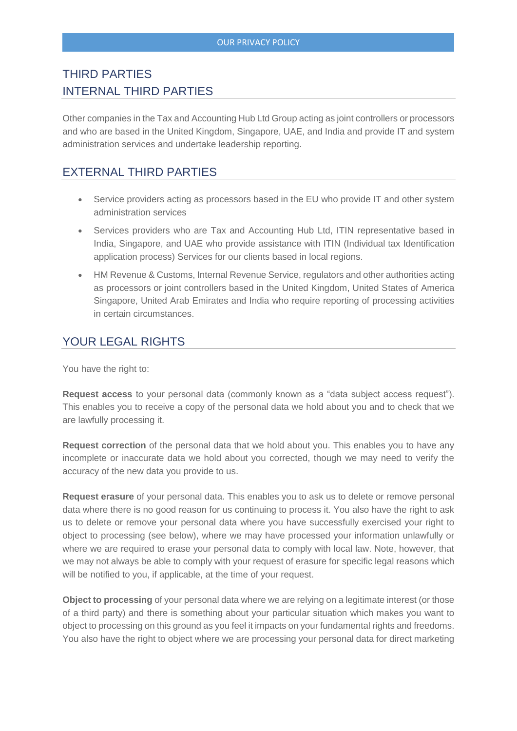## THIRD PARTIES

## INTERNAL THIRD PARTIES

Other companies in the Tax and Accounting Hub Ltd Group acting as joint controllers or processors and who are based in the United Kingdom, Singapore, UAE, and India and provide IT and system administration services and undertake leadership reporting.

## EXTERNAL THIRD PARTIES

- Service providers acting as processors based in the EU who provide IT and other system administration services
- Services providers who are Tax and Accounting Hub Ltd, ITIN representative based in India, Singapore, and UAE who provide assistance with ITIN (Individual tax Identification application process) Services for our clients based in local regions.
- HM Revenue & Customs, Internal Revenue Service, regulators and other authorities acting as processors or joint controllers based in the United Kingdom, United States of America Singapore, United Arab Emirates and India who require reporting of processing activities in certain circumstances.

## YOUR LEGAL RIGHTS

You have the right to:

**Request access** to your personal data (commonly known as a "data subject access request"). This enables you to receive a copy of the personal data we hold about you and to check that we are lawfully processing it.

**Request correction** of the personal data that we hold about you. This enables you to have any incomplete or inaccurate data we hold about you corrected, though we may need to verify the accuracy of the new data you provide to us.

**Request erasure** of your personal data. This enables you to ask us to delete or remove personal data where there is no good reason for us continuing to process it. You also have the right to ask us to delete or remove your personal data where you have successfully exercised your right to object to processing (see below), where we may have processed your information unlawfully or where we are required to erase your personal data to comply with local law. Note, however, that we may not always be able to comply with your request of erasure for specific legal reasons which will be notified to you, if applicable, at the time of your request.

**Object to processing** of your personal data where we are relying on a legitimate interest (or those of a third party) and there is something about your particular situation which makes you want to object to processing on this ground as you feel it impacts on your fundamental rights and freedoms. You also have the right to object where we are processing your personal data for direct marketing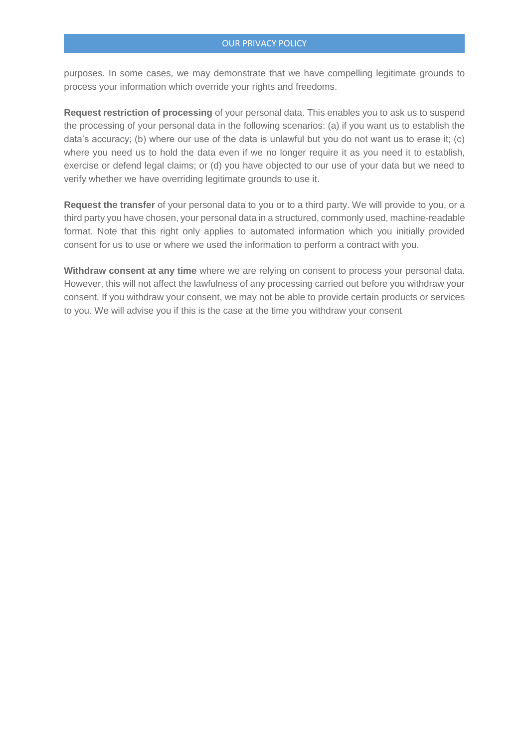purposes. In some cases, we may demonstrate that we have compelling legitimate grounds to process your information which override your rights and freedoms.

**Request restriction of processing** of your personal data. This enables you to ask us to suspend the processing of your personal data in the following scenarios: (a) if you want us to establish the data's accuracy; (b) where our use of the data is unlawful but you do not want us to erase it; (c) where you need us to hold the data even if we no longer require it as you need it to establish, exercise or defend legal claims; or (d) you have objected to our use of your data but we need to verify whether we have overriding legitimate grounds to use it.

**Request the transfer** of your personal data to you or to a third party. We will provide to you, or a third party you have chosen, your personal data in a structured, commonly used, machine-readable format. Note that this right only applies to automated information which you initially provided consent for us to use or where we used the information to perform a contract with you.

**Withdraw consent at any time** where we are relying on consent to process your personal data. However, this will not affect the lawfulness of any processing carried out before you withdraw your consent. If you withdraw your consent, we may not be able to provide certain products or services to you. We will advise you if this is the case at the time you withdraw your consent